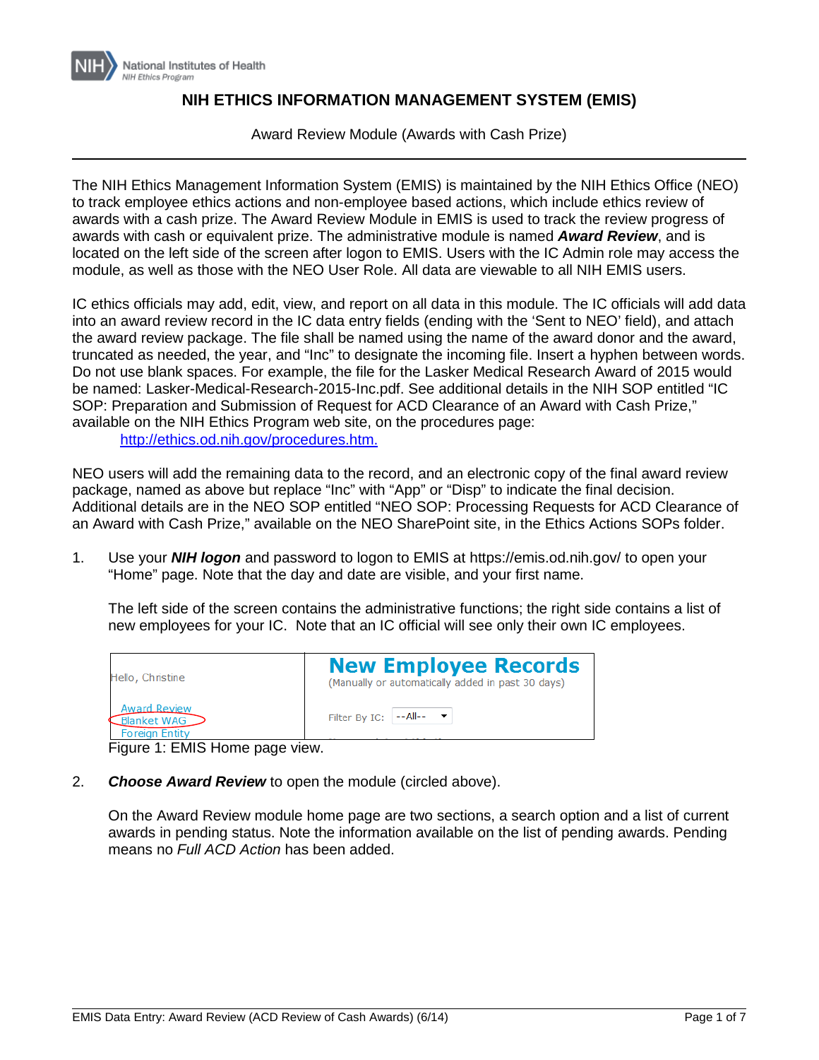# NIH ETHICS INFORMATION MANAGEMENT SYSTEM (EMIS)

Award Review Module (Awards with Cash Prize)

---

The NIH Ethics Management Information System (EMIS) is maintained by the NIH Ethics Office (NEO) to track employee ethics actions and non-employee based actions, which include ethics review of awards with a cash prize. The Award Review Module in EMIS is used to track the review progress of awards with cash or equivalent prize. The administrative module is named ***Award Review***, and is located on the left side of the screen after logon to EMIS. Users with the IC Admin role may access the module, as well as those with the NEO User Role. All data are viewable to all NIH EMIS users.

IC ethics officials may add, edit, view, and report on all data in this module. The IC officials will add data into an award review record in the IC data entry fields (ending with the 'Sent to NEO' field), and attach the award review package. The file shall be named using the name of the award donor and the award, truncated as needed, the year, and "Inc" to designate the incoming file. Insert a hyphen between words. Do not use blank spaces. For example, the file for the Lasker Medical Research Award of 2015 would be named: Lasker-Medical-Research-2015-Inc.pdf. See additional details in the NIH SOP entitled "IC SOP: Preparation and Submission of Request for ACD Clearance of an Award with Cash Prize," available on the NIH Ethics Program web site, on the procedures page:

[http://ethics.od.nih.gov/procedures.htm.](http://ethics.od.nih.gov/procedures.htm)

NEO users will add the remaining data to the record, and an electronic copy of the final award review package, named as above but replace "Inc" with "App" or "Disp" to indicate the final decision. Additional details are in the NEO SOP entitled "NEO SOP: Processing Requests for ACD Clearance of an Award with Cash Prize," available on the NEO SharePoint site, in the Ethics Actions SOPs folder.

1. Use your ***NIH logon*** and password to logon to EMIS at https://emis.od.nih.gov/ to open your "Home" page. Note that the day and date are visible, and your first name.

   The left side of the screen contains the administrative functions; the right side contains a list of new employees for your IC. Note that an IC official will see only their own IC employees.

   | Hello, Christine<br><br>Award Review<br>Blanket WAG<br>Foreign Entity | **New Employee Records**<br>(Manually or automatically added in past 30 days)<br><br>Filter By IC: --All-- |
   |---|---|

   Figure 1: EMIS Home page view.

2. ***Choose Award Review*** to open the module (circled above).

   On the Award Review module home page are two sections, a search option and a list of current awards in pending status. Note the information available on the list of pending awards. Pending means no *Full ACD Action* has been added.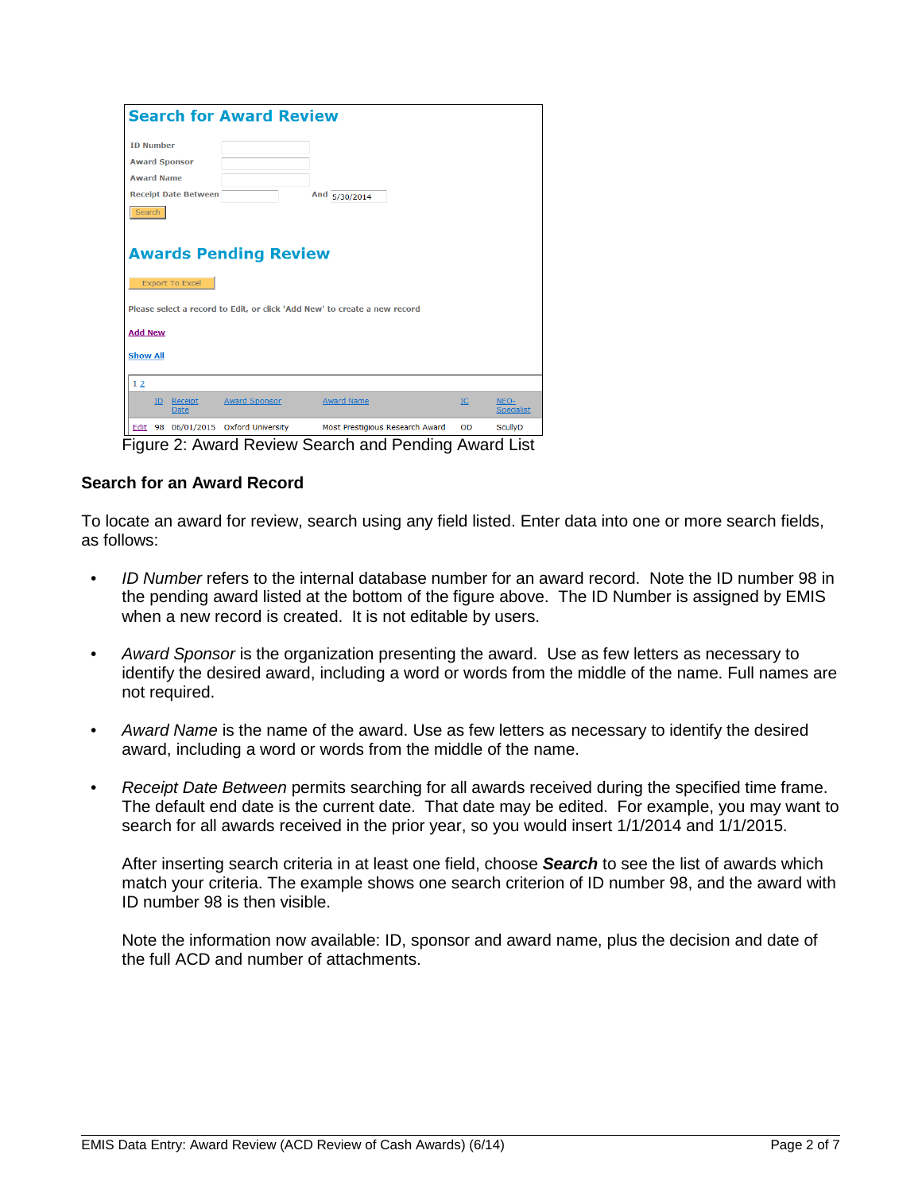## Search for Award Review

| | |
|---|---|
| ID Number | |
| Award Sponsor | |
| Award Name | |
| Receipt Date Between | And 5/30/2014 |

Search

## Awards Pending Review

Export To Excel

Please select a record to Edit, or click 'Add New' to create a new record

Add New

Show All

1 2

| | ID | Receipt Date | Award Sponsor | Award Name | IC | NEO-Specialist |
|---|---|---|---|---|---|---|
| Edit | 98 | 06/01/2015 | Oxford University | Most Prestigious Research Award | OD | ScullyD |

Figure 2: Award Review Search and Pending Award List

### Search for an Award Record

To locate an award for review, search using any field listed. Enter data into one or more search fields, as follows:

- *ID Number* refers to the internal database number for an award record. Note the ID number 98 in the pending award listed at the bottom of the figure above. The ID Number is assigned by EMIS when a new record is created. It is not editable by users.

- *Award Sponsor* is the organization presenting the award. Use as few letters as necessary to identify the desired award, including a word or words from the middle of the name. Full names are not required.

- *Award Name* is the name of the award. Use as few letters as necessary to identify the desired award, including a word or words from the middle of the name.

- *Receipt Date Between* permits searching for all awards received during the specified time frame. The default end date is the current date. That date may be edited. For example, you may want to search for all awards received in the prior year, so you would insert 1/1/2014 and 1/1/2015.

  After inserting search criteria in at least one field, choose ***Search*** to see the list of awards which match your criteria. The example shows one search criterion of ID number 98, and the award with ID number 98 is then visible.

  Note the information now available: ID, sponsor and award name, plus the decision and date of the full ACD and number of attachments.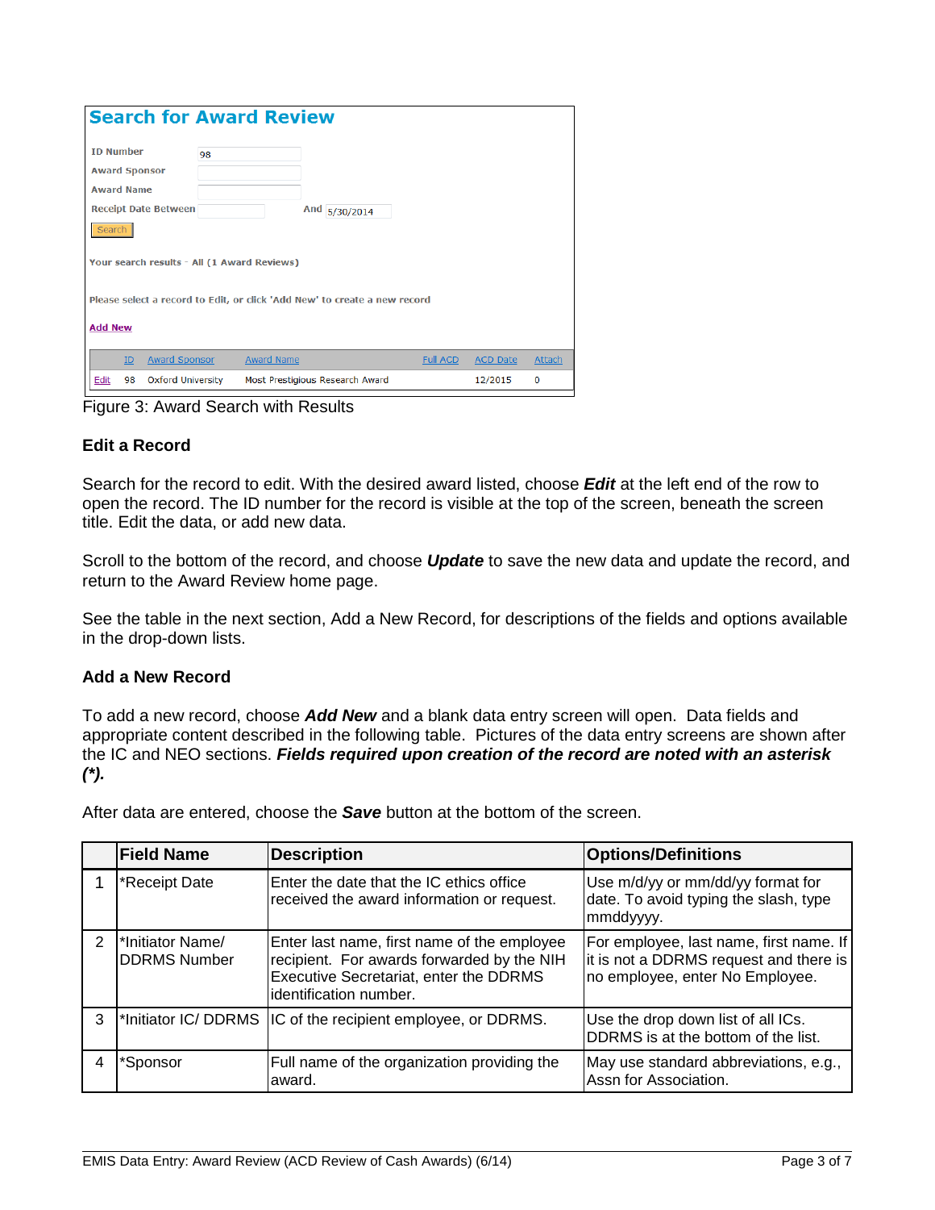## Search for Award Review

ID Number: 98
Award Sponsor
Award Name
Receipt Date Between ____ And 5/30/2014
Search

Your search results - All (1 Award Reviews)

Please select a record to Edit, or click 'Add New' to create a new record

Add New

| | ID | Award Sponsor | Award Name | Full ACD | ACD Date | Attach |
|---|---|---|---|---|---|---|
| Edit | 98 | Oxford University | Most Prestigious Research Award | | 12/2015 | 0 |

Figure 3: Award Search with Results

### Edit a Record

Search for the record to edit. With the desired award listed, choose ***Edit*** at the left end of the row to open the record. The ID number for the record is visible at the top of the screen, beneath the screen title. Edit the data, or add new data.

Scroll to the bottom of the record, and choose ***Update*** to save the new data and update the record, and return to the Award Review home page.

See the table in the next section, Add a New Record, for descriptions of the fields and options available in the drop-down lists.

### Add a New Record

To add a new record, choose ***Add New*** and a blank data entry screen will open. Data fields and appropriate content described in the following table. Pictures of the data entry screens are shown after the IC and NEO sections. ***Fields required upon creation of the record are noted with an asterisk (*).***

After data are entered, choose the ***Save*** button at the bottom of the screen.

| | Field Name | Description | Options/Definitions |
|---|---|---|---|
| 1 | *Receipt Date | Enter the date that the IC ethics office received the award information or request. | Use m/d/yy or mm/dd/yy format for date. To avoid typing the slash, type mmddyyyy. |
| 2 | *Initiator Name/ DDRMS Number | Enter last name, first name of the employee recipient. For awards forwarded by the NIH Executive Secretariat, enter the DDRMS identification number. | For employee, last name, first name. If it is not a DDRMS request and there is no employee, enter No Employee. |
| 3 | *Initiator IC/ DDRMS | IC of the recipient employee, or DDRMS. | Use the drop down list of all ICs. DDRMS is at the bottom of the list. |
| 4 | *Sponsor | Full name of the organization providing the award. | May use standard abbreviations, e.g., Assn for Association. |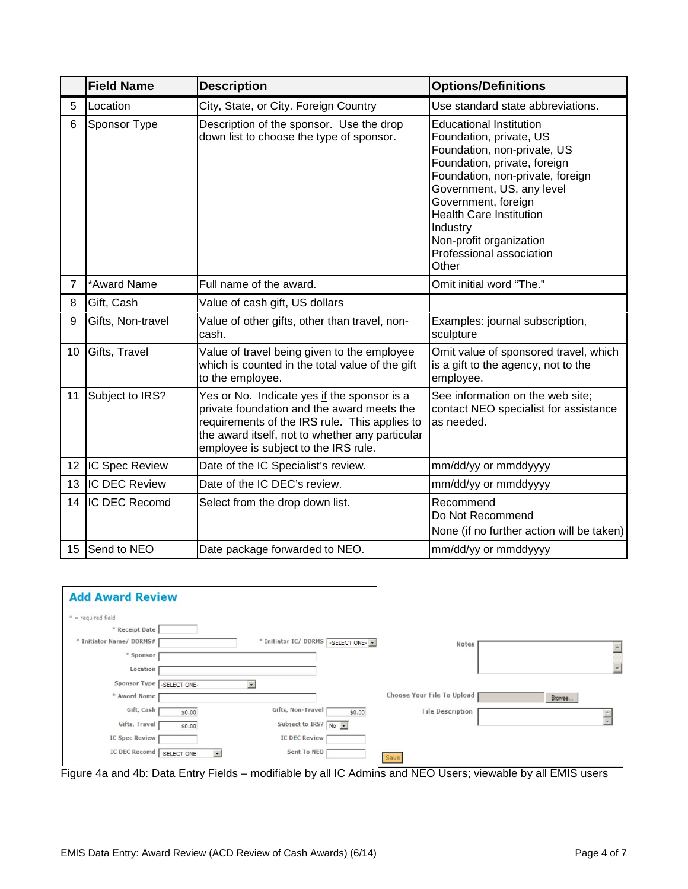| | Field Name | Description | Options/Definitions |
|---|---|---|---|
| 5 | Location | City, State, or City. Foreign Country | Use standard state abbreviations. |
| 6 | Sponsor Type | Description of the sponsor. Use the drop down list to choose the type of sponsor. | Educational Institution<br>Foundation, private, US<br>Foundation, non-private, US<br>Foundation, private, foreign<br>Foundation, non-private, foreign<br>Government, US, any level<br>Government, foreign<br>Health Care Institution<br>Industry<br>Non-profit organization<br>Professional association<br>Other |
| 7 | *Award Name | Full name of the award. | Omit initial word "The." |
| 8 | Gift, Cash | Value of cash gift, US dollars | |
| 9 | Gifts, Non-travel | Value of other gifts, other than travel, non-cash. | Examples: journal subscription, sculpture |
| 10 | Gifts, Travel | Value of travel being given to the employee which is counted in the total value of the gift to the employee. | Omit value of sponsored travel, which is a gift to the agency, not to the employee. |
| 11 | Subject to IRS? | Yes or No. Indicate yes if the sponsor is a private foundation and the award meets the requirements of the IRS rule. This applies to the award itself, not to whether any particular employee is subject to the IRS rule. | See information on the web site; contact NEO specialist for assistance as needed. |
| 12 | IC Spec Review | Date of the IC Specialist's review. | mm/dd/yy or mmddyyyy |
| 13 | IC DEC Review | Date of the IC DEC's review. | mm/dd/yy or mmddyyyy |
| 14 | IC DEC Recomd | Select from the drop down list. | Recommend<br>Do Not Recommend<br>None (if no further action will be taken) |
| 15 | Send to NEO | Date package forwarded to NEO. | mm/dd/yy or mmddyyyy |

**Add Award Review**

\* = required field

\* Receipt Date

\* Initiator Name/ DDRMS# \* Initiator IC/ DDRMS -SELECT ONE-

\* Sponsor

Location

Sponsor Type -SELECT ONE-

\* Award Name

Gift, Cash $0.00 Gifts, Non-Travel $0.00

Gifts, Travel $0.00 Subject to IRS? No

IC Spec Review IC DEC Review

IC DEC Recomd -SELECT ONE- Sent To NEO

Notes

Choose Your File To Upload Browse...

File Description

Save

Figure 4a and 4b: Data Entry Fields – modifiable by all IC Admins and NEO Users; viewable by all EMIS users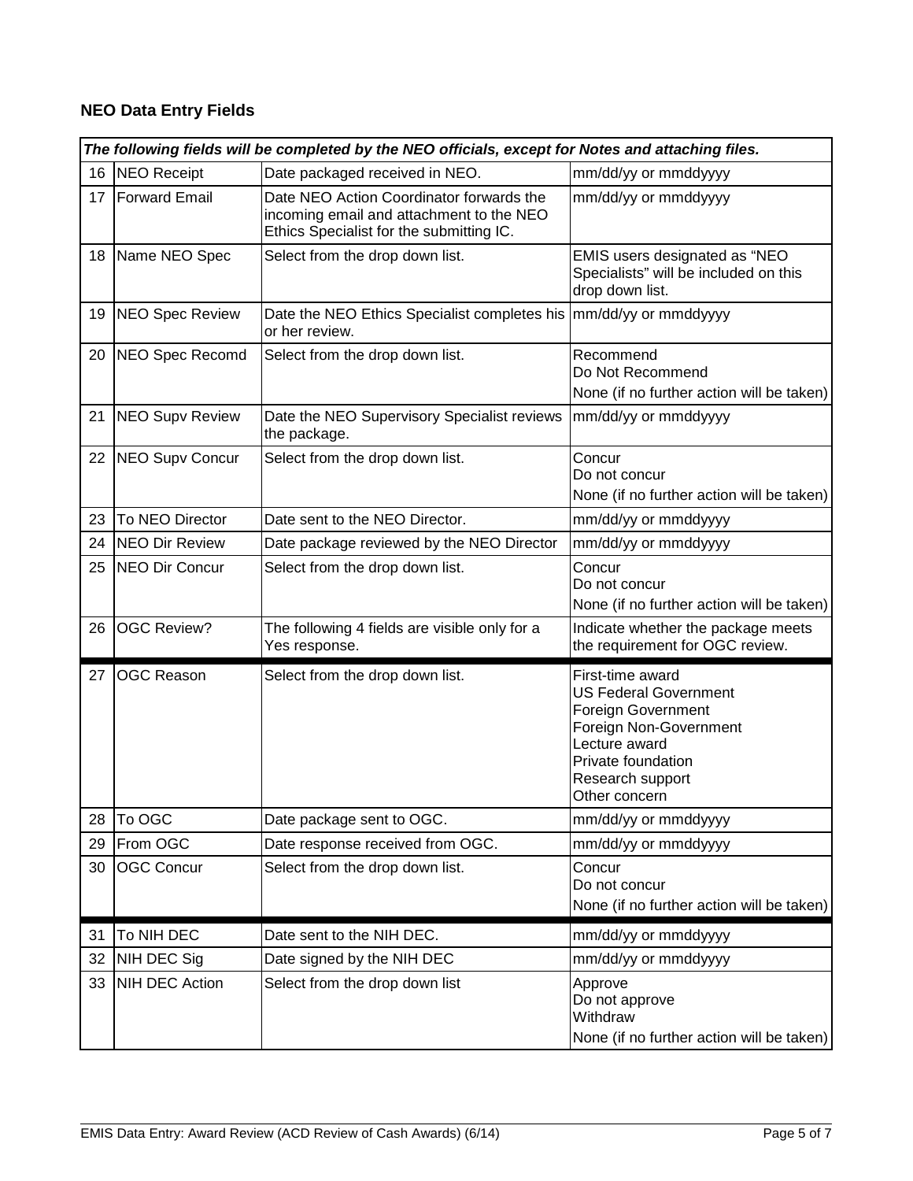## NEO Data Entry Fields

| *The following fields will be completed by the NEO officials, except for Notes and attaching files.* | | | |
|---|---|---|---|
| 16 | NEO Receipt | Date packaged received in NEO. | mm/dd/yy or mmddyyyy |
| 17 | Forward Email | Date NEO Action Coordinator forwards the incoming email and attachment to the NEO Ethics Specialist for the submitting IC. | mm/dd/yy or mmddyyyy |
| 18 | Name NEO Spec | Select from the drop down list. | EMIS users designated as "NEO Specialists" will be included on this drop down list. |
| 19 | NEO Spec Review | Date the NEO Ethics Specialist completes his or her review. | mm/dd/yy or mmddyyyy |
| 20 | NEO Spec Recomd | Select from the drop down list. | Recommend<br>Do Not Recommend<br>None (if no further action will be taken) |
| 21 | NEO Supv Review | Date the NEO Supervisory Specialist reviews the package. | mm/dd/yy or mmddyyyy |
| 22 | NEO Supv Concur | Select from the drop down list. | Concur<br>Do not concur<br>None (if no further action will be taken) |
| 23 | To NEO Director | Date sent to the NEO Director. | mm/dd/yy or mmddyyyy |
| 24 | NEO Dir Review | Date package reviewed by the NEO Director | mm/dd/yy or mmddyyyy |
| 25 | NEO Dir Concur | Select from the drop down list. | Concur<br>Do not concur<br>None (if no further action will be taken) |
| 26 | OGC Review? | The following 4 fields are visible only for a Yes response. | Indicate whether the package meets the requirement for OGC review. |
| 27 | OGC Reason | Select from the drop down list. | First-time award<br>US Federal Government<br>Foreign Government<br>Foreign Non-Government<br>Lecture award<br>Private foundation<br>Research support<br>Other concern |
| 28 | To OGC | Date package sent to OGC. | mm/dd/yy or mmddyyyy |
| 29 | From OGC | Date response received from OGC. | mm/dd/yy or mmddyyyy |
| 30 | OGC Concur | Select from the drop down list. | Concur<br>Do not concur<br>None (if no further action will be taken) |
| 31 | To NIH DEC | Date sent to the NIH DEC. | mm/dd/yy or mmddyyyy |
| 32 | NIH DEC Sig | Date signed by the NIH DEC | mm/dd/yy or mmddyyyy |
| 33 | NIH DEC Action | Select from the drop down list | Approve<br>Do not approve<br>Withdraw<br>None (if no further action will be taken) |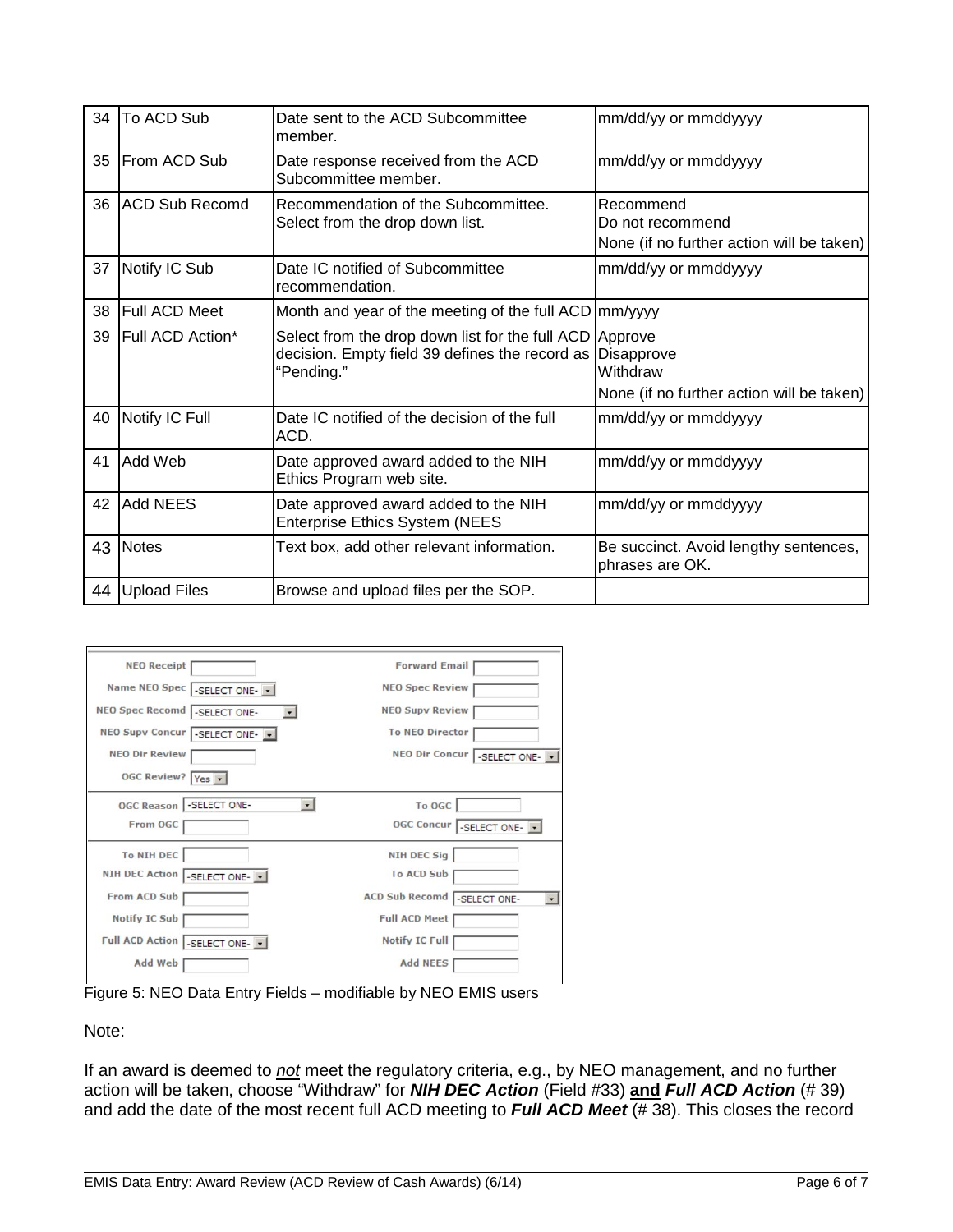| 34 | To ACD Sub | Date sent to the ACD Subcommittee member. | mm/dd/yy or mmddyyyy |
|---|---|---|---|
| 35 | From ACD Sub | Date response received from the ACD Subcommittee member. | mm/dd/yy or mmddyyyy |
| 36 | ACD Sub Recomd | Recommendation of the Subcommittee. Select from the drop down list. | Recommend<br>Do not recommend<br>None (if no further action will be taken) |
| 37 | Notify IC Sub | Date IC notified of Subcommittee recommendation. | mm/dd/yy or mmddyyyy |
| 38 | Full ACD Meet | Month and year of the meeting of the full ACD | mm/yyyy |
| 39 | Full ACD Action* | Select from the drop down list for the full ACD decision. Empty field 39 defines the record as "Pending." | Approve<br>Disapprove<br>Withdraw<br>None (if no further action will be taken) |
| 40 | Notify IC Full | Date IC notified of the decision of the full ACD. | mm/dd/yy or mmddyyyy |
| 41 | Add Web | Date approved award added to the NIH Ethics Program web site. | mm/dd/yy or mmddyyyy |
| 42 | Add NEES | Date approved award added to the NIH Enterprise Ethics System (NEES | mm/dd/yy or mmddyyyy |
| 43 | Notes | Text box, add other relevant information. | Be succinct. Avoid lengthy sentences, phrases are OK. |
| 44 | Upload Files | Browse and upload files per the SOP. | |

| | |
|---|---|
| NEO Receipt [ ] | Forward Email [ ] |
| Name NEO Spec [-SELECT ONE-] | NEO Spec Review [ ] |
| NEO Spec Recomd [-SELECT ONE-] | NEO Supv Review [ ] |
| NEO Supv Concur [-SELECT ONE-] | To NEO Director [ ] |
| NEO Dir Review [ ] | NEO Dir Concur [-SELECT ONE-] |
| OGC Review? [Yes] | |
| OGC Reason [-SELECT ONE-] | To OGC [ ] |
| From OGC [ ] | OGC Concur [-SELECT ONE-] |
| To NIH DEC [ ] | NIH DEC Sig [ ] |
| NIH DEC Action [-SELECT ONE-] | To ACD Sub [ ] |
| From ACD Sub [ ] | ACD Sub Recomd [-SELECT ONE-] |
| Notify IC Sub [ ] | Full ACD Meet [ ] |
| Full ACD Action [-SELECT ONE-] | Notify IC Full [ ] |
| Add Web [ ] | Add NEES [ ] |

Figure 5: NEO Data Entry Fields – modifiable by NEO EMIS users

Note:

If an award is deemed to ***not*** meet the regulatory criteria, e.g., by NEO management, and no further action will be taken, choose "Withdraw" for ***NIH DEC Action*** (Field #33) **and** ***Full ACD Action*** (# 39) and add the date of the most recent full ACD meeting to ***Full ACD Meet*** (# 38). This closes the record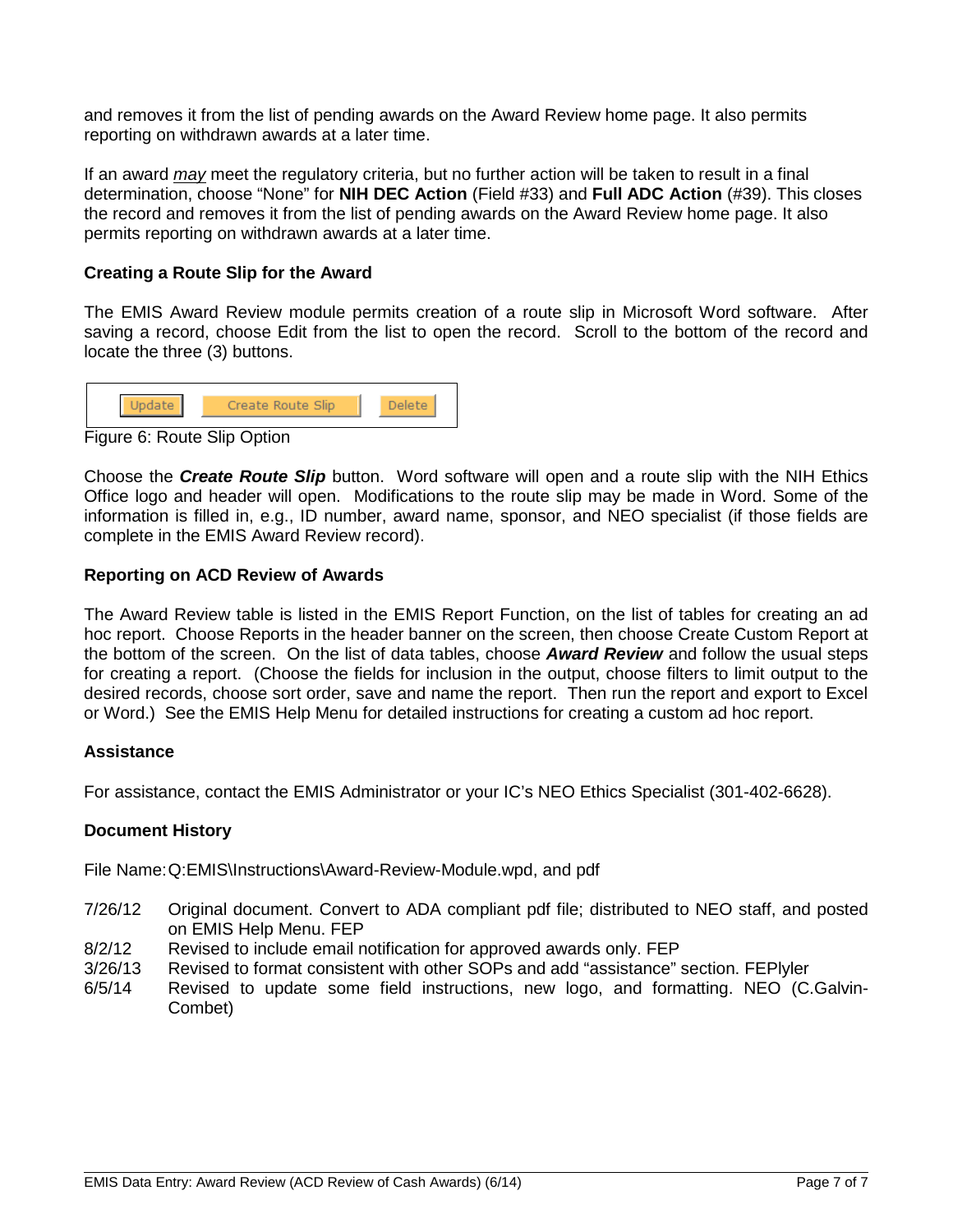and removes it from the list of pending awards on the Award Review home page. It also permits reporting on withdrawn awards at a later time.

If an award *may* meet the regulatory criteria, but no further action will be taken to result in a final determination, choose "None" for **NIH DEC Action** (Field #33) and **Full ADC Action** (#39). This closes the record and removes it from the list of pending awards on the Award Review home page. It also permits reporting on withdrawn awards at a later time.

### Creating a Route Slip for the Award

The EMIS Award Review module permits creation of a route slip in Microsoft Word software. After saving a record, choose Edit from the list to open the record. Scroll to the bottom of the record and locate the three (3) buttons.

Update   Create Route Slip   Delete

Figure 6: Route Slip Option

Choose the ***Create Route Slip*** button. Word software will open and a route slip with the NIH Ethics Office logo and header will open. Modifications to the route slip may be made in Word. Some of the information is filled in, e.g., ID number, award name, sponsor, and NEO specialist (if those fields are complete in the EMIS Award Review record).

### Reporting on ACD Review of Awards

The Award Review table is listed in the EMIS Report Function, on the list of tables for creating an ad hoc report. Choose Reports in the header banner on the screen, then choose Create Custom Report at the bottom of the screen. On the list of data tables, choose ***Award Review*** and follow the usual steps for creating a report. (Choose the fields for inclusion in the output, choose filters to limit output to the desired records, choose sort order, save and name the report. Then run the report and export to Excel or Word.) See the EMIS Help Menu for detailed instructions for creating a custom ad hoc report.

### Assistance

For assistance, contact the EMIS Administrator or your IC's NEO Ethics Specialist (301-402-6628).

### Document History

File Name: Q:EMIS\Instructions\Award-Review-Module.wpd, and pdf

- 7/26/12 Original document. Convert to ADA compliant pdf file; distributed to NEO staff, and posted on EMIS Help Menu. FEP
- 8/2/12 Revised to include email notification for approved awards only. FEP
- 3/26/13 Revised to format consistent with other SOPs and add "assistance" section. FEPlyler
- 6/5/14 Revised to update some field instructions, new logo, and formatting. NEO (C.Galvin-Combet)